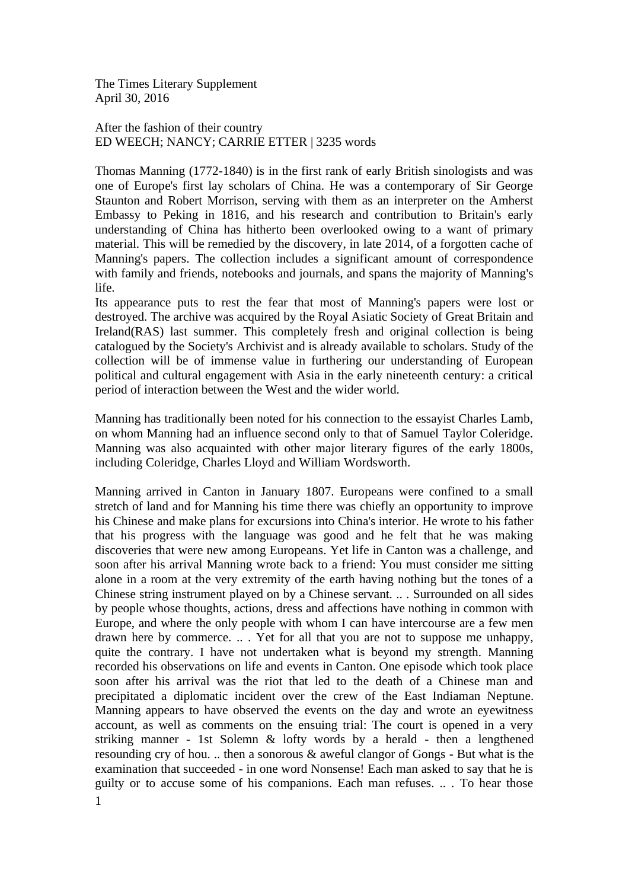The Times Literary Supplement
April 30, 2016

After the fashion of their country
ED WEECH; NANCY; CARRIE ETTER | 3235 words

Thomas Manning (1772-1840) is in the first rank of early British sinologists and was one of Europe's first lay scholars of China. He was a contemporary of Sir George Staunton and Robert Morrison, serving with them as an interpreter on the Amherst Embassy to Peking in 1816, and his research and contribution to Britain's early understanding of China has hitherto been overlooked owing to a want of primary material. This will be remedied by the discovery, in late 2014, of a forgotten cache of Manning's papers. The collection includes a significant amount of correspondence with family and friends, notebooks and journals, and spans the majority of Manning's life.
Its appearance puts to rest the fear that most of Manning's papers were lost or destroyed. The archive was acquired by the Royal Asiatic Society of Great Britain and Ireland(RAS) last summer. This completely fresh and original collection is being catalogued by the Society's Archivist and is already available to scholars. Study of the collection will be of immense value in furthering our understanding of European political and cultural engagement with Asia in the early nineteenth century: a critical period of interaction between the West and the wider world.

Manning has traditionally been noted for his connection to the essayist Charles Lamb, on whom Manning had an influence second only to that of Samuel Taylor Coleridge. Manning was also acquainted with other major literary figures of the early 1800s, including Coleridge, Charles Lloyd and William Wordsworth.

Manning arrived in Canton in January 1807. Europeans were confined to a small stretch of land and for Manning his time there was chiefly an opportunity to improve his Chinese and make plans for excursions into China's interior. He wrote to his father that his progress with the language was good and he felt that he was making discoveries that were new among Europeans. Yet life in Canton was a challenge, and soon after his arrival Manning wrote back to a friend: You must consider me sitting alone in a room at the very extremity of the earth having nothing but the tones of a Chinese string instrument played on by a Chinese servant. .. . Surrounded on all sides by people whose thoughts, actions, dress and affections have nothing in common with Europe, and where the only people with whom I can have intercourse are a few men drawn here by commerce. .. . Yet for all that you are not to suppose me unhappy, quite the contrary. I have not undertaken what is beyond my strength. Manning recorded his observations on life and events in Canton. One episode which took place soon after his arrival was the riot that led to the death of a Chinese man and precipitated a diplomatic incident over the crew of the East Indiaman Neptune. Manning appears to have observed the events on the day and wrote an eyewitness account, as well as comments on the ensuing trial: The court is opened in a very striking manner - 1st Solemn & lofty words by a herald - then a lengthened resounding cry of hou. .. then a sonorous & aweful clangor of Gongs - But what is the examination that succeeded - in one word Nonsense! Each man asked to say that he is guilty or to accuse some of his companions. Each man refuses. .. . To hear those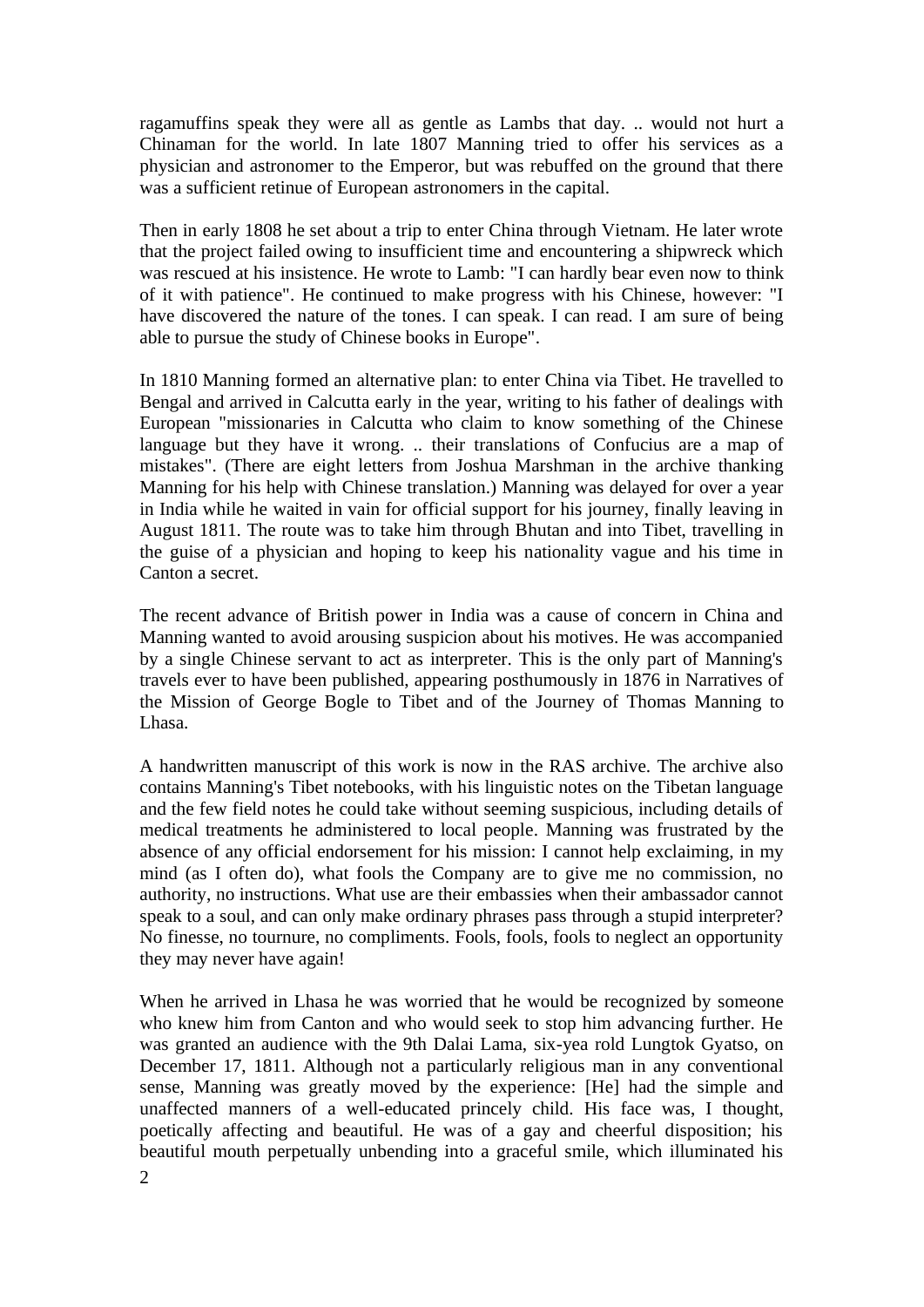ragamuffins speak they were all as gentle as Lambs that day. .. would not hurt a Chinaman for the world. In late 1807 Manning tried to offer his services as a physician and astronomer to the Emperor, but was rebuffed on the ground that there was a sufficient retinue of European astronomers in the capital.

Then in early 1808 he set about a trip to enter China through Vietnam. He later wrote that the project failed owing to insufficient time and encountering a shipwreck which was rescued at his insistence. He wrote to Lamb: "I can hardly bear even now to think of it with patience". He continued to make progress with his Chinese, however: "I have discovered the nature of the tones. I can speak. I can read. I am sure of being able to pursue the study of Chinese books in Europe".

In 1810 Manning formed an alternative plan: to enter China via Tibet. He travelled to Bengal and arrived in Calcutta early in the year, writing to his father of dealings with European "missionaries in Calcutta who claim to know something of the Chinese language but they have it wrong. .. their translations of Confucius are a map of mistakes". (There are eight letters from Joshua Marshman in the archive thanking Manning for his help with Chinese translation.) Manning was delayed for over a year in India while he waited in vain for official support for his journey, finally leaving in August 1811. The route was to take him through Bhutan and into Tibet, travelling in the guise of a physician and hoping to keep his nationality vague and his time in Canton a secret.

The recent advance of British power in India was a cause of concern in China and Manning wanted to avoid arousing suspicion about his motives. He was accompanied by a single Chinese servant to act as interpreter. This is the only part of Manning's travels ever to have been published, appearing posthumously in 1876 in Narratives of the Mission of George Bogle to Tibet and of the Journey of Thomas Manning to Lhasa.

A handwritten manuscript of this work is now in the RAS archive. The archive also contains Manning's Tibet notebooks, with his linguistic notes on the Tibetan language and the few field notes he could take without seeming suspicious, including details of medical treatments he administered to local people. Manning was frustrated by the absence of any official endorsement for his mission: I cannot help exclaiming, in my mind (as I often do), what fools the Company are to give me no commission, no authority, no instructions. What use are their embassies when their ambassador cannot speak to a soul, and can only make ordinary phrases pass through a stupid interpreter? No finesse, no tournure, no compliments. Fools, fools, fools to neglect an opportunity they may never have again!

When he arrived in Lhasa he was worried that he would be recognized by someone who knew him from Canton and who would seek to stop him advancing further. He was granted an audience with the 9th Dalai Lama, six-yea rold Lungtok Gyatso, on December 17, 1811. Although not a particularly religious man in any conventional sense, Manning was greatly moved by the experience: [He] had the simple and unaffected manners of a well-educated princely child. His face was, I thought, poetically affecting and beautiful. He was of a gay and cheerful disposition; his beautiful mouth perpetually unbending into a graceful smile, which illuminated his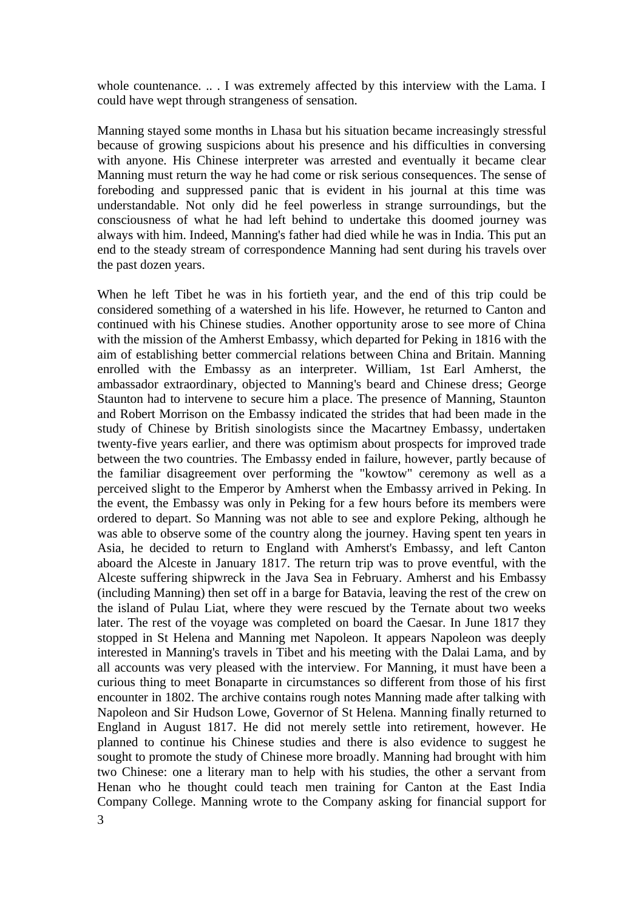whole countenance. .. . I was extremely affected by this interview with the Lama. I could have wept through strangeness of sensation.

Manning stayed some months in Lhasa but his situation became increasingly stressful because of growing suspicions about his presence and his difficulties in conversing with anyone. His Chinese interpreter was arrested and eventually it became clear Manning must return the way he had come or risk serious consequences. The sense of foreboding and suppressed panic that is evident in his journal at this time was understandable. Not only did he feel powerless in strange surroundings, but the consciousness of what he had left behind to undertake this doomed journey was always with him. Indeed, Manning's father had died while he was in India. This put an end to the steady stream of correspondence Manning had sent during his travels over the past dozen years.

When he left Tibet he was in his fortieth year, and the end of this trip could be considered something of a watershed in his life. However, he returned to Canton and continued with his Chinese studies. Another opportunity arose to see more of China with the mission of the Amherst Embassy, which departed for Peking in 1816 with the aim of establishing better commercial relations between China and Britain. Manning enrolled with the Embassy as an interpreter. William, 1st Earl Amherst, the ambassador extraordinary, objected to Manning's beard and Chinese dress; George Staunton had to intervene to secure him a place. The presence of Manning, Staunton and Robert Morrison on the Embassy indicated the strides that had been made in the study of Chinese by British sinologists since the Macartney Embassy, undertaken twenty-five years earlier, and there was optimism about prospects for improved trade between the two countries. The Embassy ended in failure, however, partly because of the familiar disagreement over performing the "kowtow" ceremony as well as a perceived slight to the Emperor by Amherst when the Embassy arrived in Peking. In the event, the Embassy was only in Peking for a few hours before its members were ordered to depart. So Manning was not able to see and explore Peking, although he was able to observe some of the country along the journey. Having spent ten years in Asia, he decided to return to England with Amherst's Embassy, and left Canton aboard the Alceste in January 1817. The return trip was to prove eventful, with the Alceste suffering shipwreck in the Java Sea in February. Amherst and his Embassy (including Manning) then set off in a barge for Batavia, leaving the rest of the crew on the island of Pulau Liat, where they were rescued by the Ternate about two weeks later. The rest of the voyage was completed on board the Caesar. In June 1817 they stopped in St Helena and Manning met Napoleon. It appears Napoleon was deeply interested in Manning's travels in Tibet and his meeting with the Dalai Lama, and by all accounts was very pleased with the interview. For Manning, it must have been a curious thing to meet Bonaparte in circumstances so different from those of his first encounter in 1802. The archive contains rough notes Manning made after talking with Napoleon and Sir Hudson Lowe, Governor of St Helena. Manning finally returned to England in August 1817. He did not merely settle into retirement, however. He planned to continue his Chinese studies and there is also evidence to suggest he sought to promote the study of Chinese more broadly. Manning had brought with him two Chinese: one a literary man to help with his studies, the other a servant from Henan who he thought could teach men training for Canton at the East India Company College. Manning wrote to the Company asking for financial support for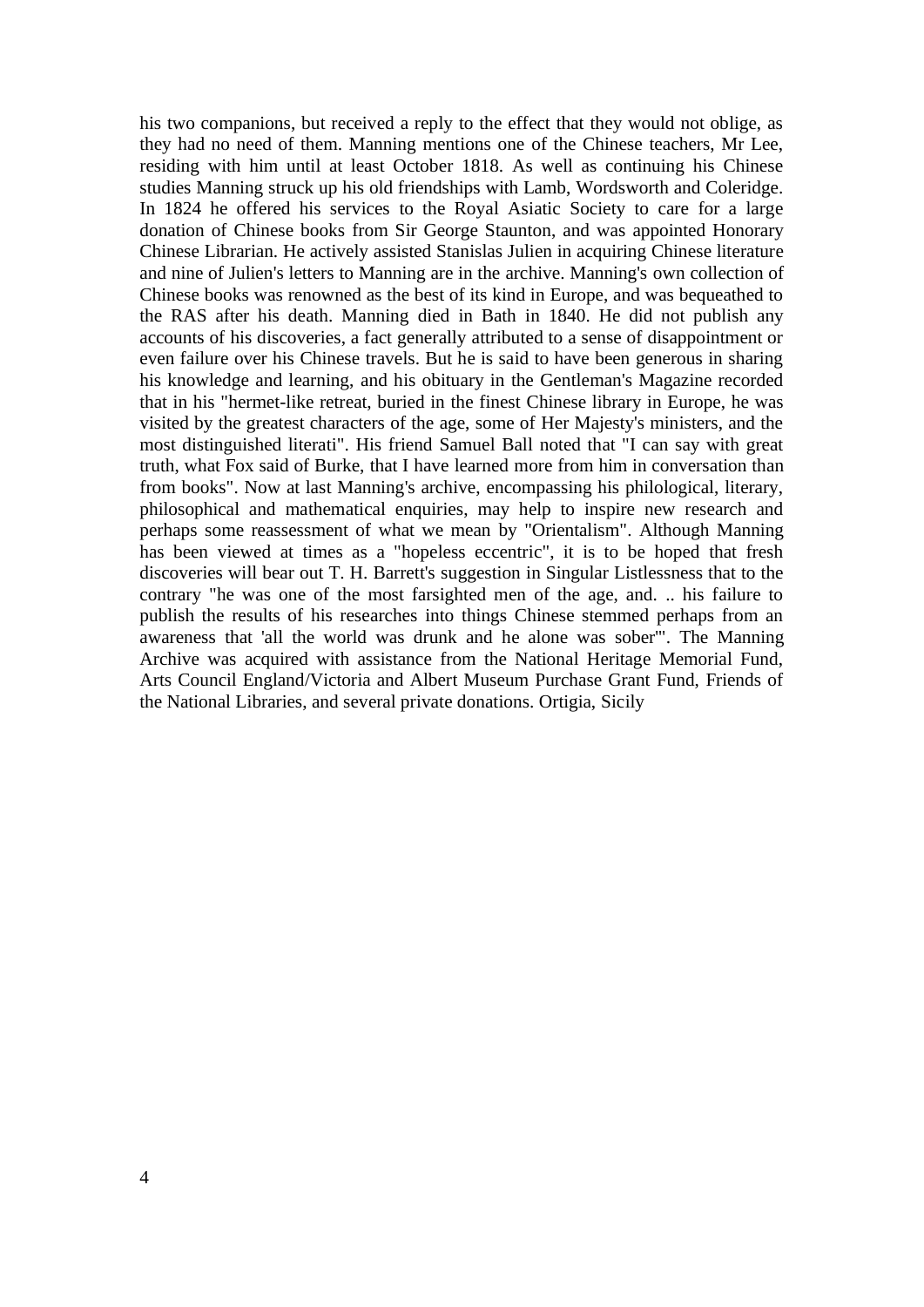his two companions, but received a reply to the effect that they would not oblige, as they had no need of them. Manning mentions one of the Chinese teachers, Mr Lee, residing with him until at least October 1818. As well as continuing his Chinese studies Manning struck up his old friendships with Lamb, Wordsworth and Coleridge. In 1824 he offered his services to the Royal Asiatic Society to care for a large donation of Chinese books from Sir George Staunton, and was appointed Honorary Chinese Librarian. He actively assisted Stanislas Julien in acquiring Chinese literature and nine of Julien's letters to Manning are in the archive. Manning's own collection of Chinese books was renowned as the best of its kind in Europe, and was bequeathed to the RAS after his death. Manning died in Bath in 1840. He did not publish any accounts of his discoveries, a fact generally attributed to a sense of disappointment or even failure over his Chinese travels. But he is said to have been generous in sharing his knowledge and learning, and his obituary in the Gentleman's Magazine recorded that in his "hermet-like retreat, buried in the finest Chinese library in Europe, he was visited by the greatest characters of the age, some of Her Majesty's ministers, and the most distinguished literati". His friend Samuel Ball noted that "I can say with great truth, what Fox said of Burke, that I have learned more from him in conversation than from books". Now at last Manning's archive, encompassing his philological, literary, philosophical and mathematical enquiries, may help to inspire new research and perhaps some reassessment of what we mean by "Orientalism". Although Manning has been viewed at times as a "hopeless eccentric", it is to be hoped that fresh discoveries will bear out T. H. Barrett's suggestion in Singular Listlessness that to the contrary "he was one of the most farsighted men of the age, and. .. his failure to publish the results of his researches into things Chinese stemmed perhaps from an awareness that 'all the world was drunk and he alone was sober'". The Manning Archive was acquired with assistance from the National Heritage Memorial Fund, Arts Council England/Victoria and Albert Museum Purchase Grant Fund, Friends of the National Libraries, and several private donations. Ortigia, Sicily